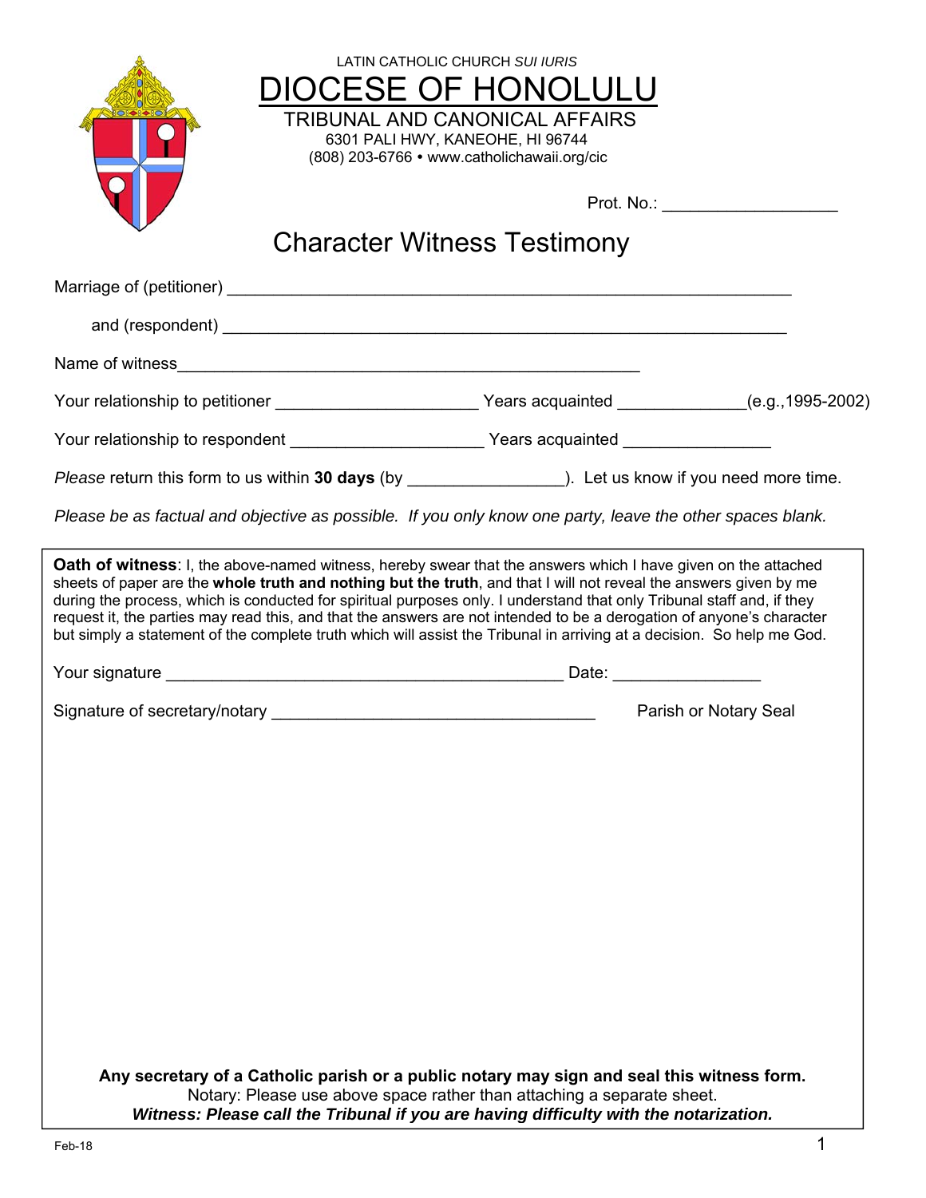LATIN CATHOLIC CHURCH *SUI IURIS*

# DIOCESE OF HONOLULU

TRIBUNAL AND CANONICAL AFFAIRS
6301 PALI HWY, KANEOHE, HI 96744
(808) 203-6766 • www.catholichawaii.org/cic

Prot. No.: __________________

## Character Witness Testimony

Marriage of (petitioner) ____________________________________________________________

and (respondent) ____________________________________________________________

Name of witness__________________________________________________

Your relationship to petitioner _____________________ Years acquainted _____________(e.g.,1995-2002)

Your relationship to respondent ____________________ Years acquainted _______________

*Please* return this form to us within **30 days** (by ________________). Let us know if you need more time.

*Please be as factual and objective as possible. If you only know one party, leave the other spaces blank.*

**Oath of witness**: I, the above-named witness, hereby swear that the answers which I have given on the attached sheets of paper are the **whole truth and nothing but the truth**, and that I will not reveal the answers given by me during the process, which is conducted for spiritual purposes only. I understand that only Tribunal staff and, if they request it, the parties may read this, and that the answers are not intended to be a derogation of anyone's character but simply a statement of the complete truth which will assist the Tribunal in arriving at a decision. So help me God.

Your signature ___________________________________________ Date: ________________

Signature of secretary/notary ___________________________________ Parish or Notary Seal

**Any secretary of a Catholic parish or a public notary may sign and seal this witness form.**
Notary: Please use above space rather than attaching a separate sheet.
***Witness: Please call the Tribunal if you are having difficulty with the notarization.***

Feb-18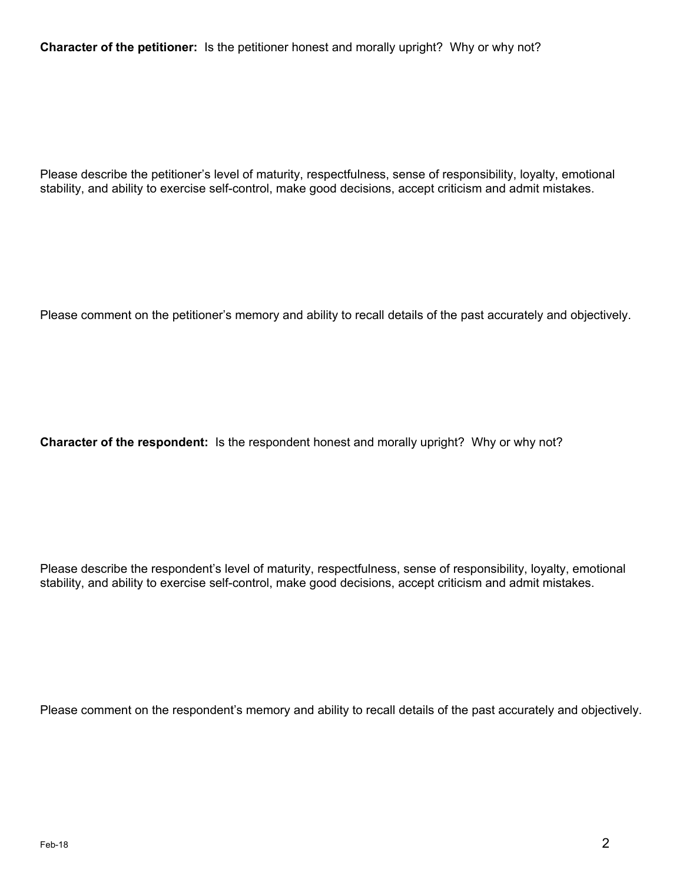**Character of the petitioner:** Is the petitioner honest and morally upright? Why or why not?

Please describe the petitioner's level of maturity, respectfulness, sense of responsibility, loyalty, emotional stability, and ability to exercise self-control, make good decisions, accept criticism and admit mistakes.

Please comment on the petitioner's memory and ability to recall details of the past accurately and objectively.

**Character of the respondent:** Is the respondent honest and morally upright? Why or why not?

Please describe the respondent's level of maturity, respectfulness, sense of responsibility, loyalty, emotional stability, and ability to exercise self-control, make good decisions, accept criticism and admit mistakes.

Please comment on the respondent's memory and ability to recall details of the past accurately and objectively.